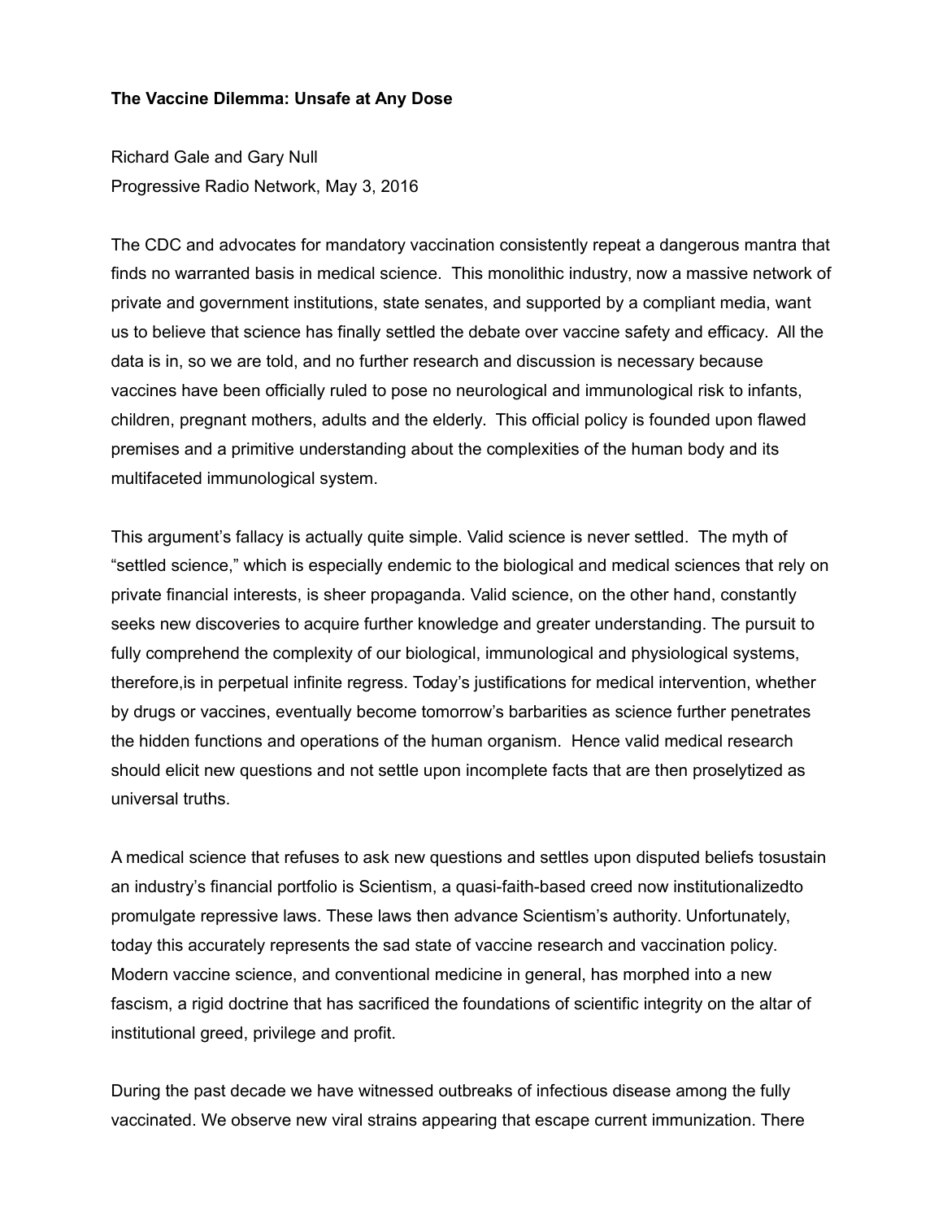**The Vaccine Dilemma: Unsafe at Any Dose**

Richard Gale and Gary Null
Progressive Radio Network, May 3, 2016

The CDC and advocates for mandatory vaccination consistently repeat a dangerous mantra that finds no warranted basis in medical science. This monolithic industry, now a massive network of private and government institutions, state senates, and supported by a compliant media, want us to believe that science has finally settled the debate over vaccine safety and efficacy. All the data is in, so we are told, and no further research and discussion is necessary because vaccines have been officially ruled to pose no neurological and immunological risk to infants, children, pregnant mothers, adults and the elderly. This official policy is founded upon flawed premises and a primitive understanding about the complexities of the human body and its multifaceted immunological system.

This argument's fallacy is actually quite simple. Valid science is never settled. The myth of "settled science," which is especially endemic to the biological and medical sciences that rely on private financial interests, is sheer propaganda. Valid science, on the other hand, constantly seeks new discoveries to acquire further knowledge and greater understanding. The pursuit to fully comprehend the complexity of our biological, immunological and physiological systems, therefore,is in perpetual infinite regress. Today's justifications for medical intervention, whether by drugs or vaccines, eventually become tomorrow's barbarities as science further penetrates the hidden functions and operations of the human organism. Hence valid medical research should elicit new questions and not settle upon incomplete facts that are then proselytized as universal truths.

A medical science that refuses to ask new questions and settles upon disputed beliefs tosustain an industry's financial portfolio is Scientism, a quasi-faith-based creed now institutionalizedto promulgate repressive laws. These laws then advance Scientism's authority. Unfortunately, today this accurately represents the sad state of vaccine research and vaccination policy. Modern vaccine science, and conventional medicine in general, has morphed into a new fascism, a rigid doctrine that has sacrificed the foundations of scientific integrity on the altar of institutional greed, privilege and profit.

During the past decade we have witnessed outbreaks of infectious disease among the fully vaccinated. We observe new viral strains appearing that escape current immunization. There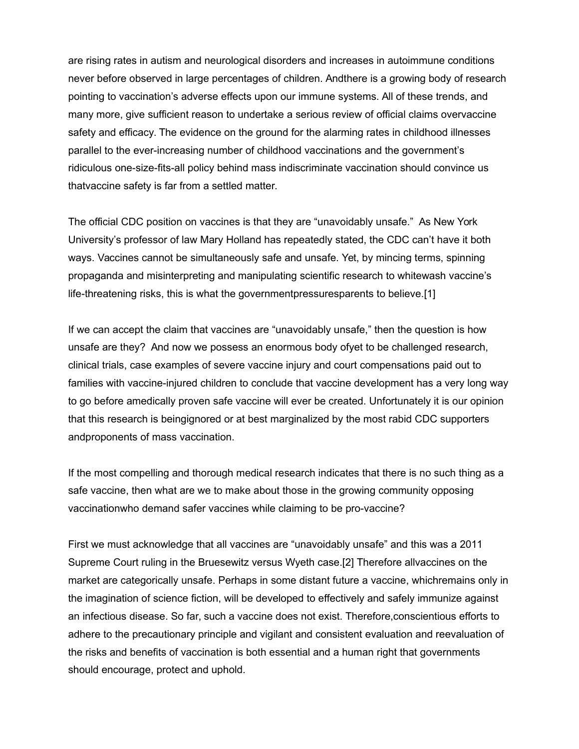are rising rates in autism and neurological disorders and increases in autoimmune conditions never before observed in large percentages of children. Andthere is a growing body of research pointing to vaccination's adverse effects upon our immune systems. All of these trends, and many more, give sufficient reason to undertake a serious review of official claims overvaccine safety and efficacy. The evidence on the ground for the alarming rates in childhood illnesses parallel to the ever-increasing number of childhood vaccinations and the government's ridiculous one-size-fits-all policy behind mass indiscriminate vaccination should convince us thatvaccine safety is far from a settled matter.

The official CDC position on vaccines is that they are "unavoidably unsafe." As New York University's professor of law Mary Holland has repeatedly stated, the CDC can't have it both ways. Vaccines cannot be simultaneously safe and unsafe. Yet, by mincing terms, spinning propaganda and misinterpreting and manipulating scientific research to whitewash vaccine's life-threatening risks, this is what the governmentpressuresparents to believe.[1]

If we can accept the claim that vaccines are "unavoidably unsafe," then the question is how unsafe are they? And now we possess an enormous body ofyet to be challenged research, clinical trials, case examples of severe vaccine injury and court compensations paid out to families with vaccine-injured children to conclude that vaccine development has a very long way to go before amedically proven safe vaccine will ever be created. Unfortunately it is our opinion that this research is beingignored or at best marginalized by the most rabid CDC supporters andproponents of mass vaccination.

If the most compelling and thorough medical research indicates that there is no such thing as a safe vaccine, then what are we to make about those in the growing community opposing vaccinationwho demand safer vaccines while claiming to be pro-vaccine?

First we must acknowledge that all vaccines are "unavoidably unsafe" and this was a 2011 Supreme Court ruling in the Bruesewitz versus Wyeth case.[2] Therefore allvaccines on the market are categorically unsafe. Perhaps in some distant future a vaccine, whichremains only in the imagination of science fiction, will be developed to effectively and safely immunize against an infectious disease. So far, such a vaccine does not exist. Therefore,conscientious efforts to adhere to the precautionary principle and vigilant and consistent evaluation and reevaluation of the risks and benefits of vaccination is both essential and a human right that governments should encourage, protect and uphold.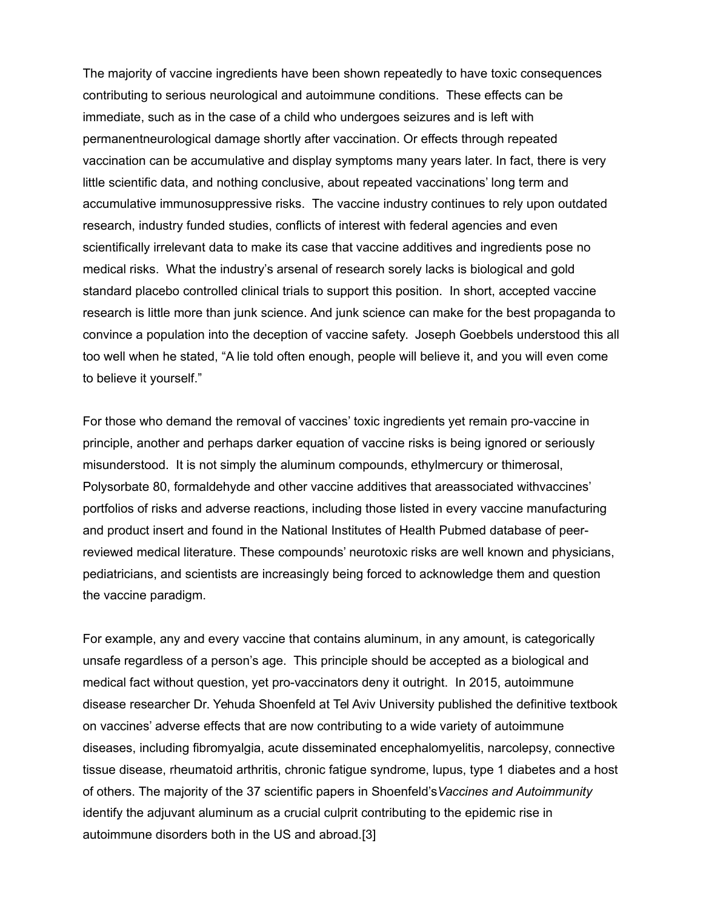The majority of vaccine ingredients have been shown repeatedly to have toxic consequences contributing to serious neurological and autoimmune conditions. These effects can be immediate, such as in the case of a child who undergoes seizures and is left with permanentneurological damage shortly after vaccination. Or effects through repeated vaccination can be accumulative and display symptoms many years later. In fact, there is very little scientific data, and nothing conclusive, about repeated vaccinations' long term and accumulative immunosuppressive risks. The vaccine industry continues to rely upon outdated research, industry funded studies, conflicts of interest with federal agencies and even scientifically irrelevant data to make its case that vaccine additives and ingredients pose no medical risks. What the industry's arsenal of research sorely lacks is biological and gold standard placebo controlled clinical trials to support this position. In short, accepted vaccine research is little more than junk science. And junk science can make for the best propaganda to convince a population into the deception of vaccine safety. Joseph Goebbels understood this all too well when he stated, "A lie told often enough, people will believe it, and you will even come to believe it yourself."

For those who demand the removal of vaccines' toxic ingredients yet remain pro-vaccine in principle, another and perhaps darker equation of vaccine risks is being ignored or seriously misunderstood. It is not simply the aluminum compounds, ethylmercury or thimerosal, Polysorbate 80, formaldehyde and other vaccine additives that areassociated withvaccines' portfolios of risks and adverse reactions, including those listed in every vaccine manufacturing and product insert and found in the National Institutes of Health Pubmed database of peer-reviewed medical literature. These compounds' neurotoxic risks are well known and physicians, pediatricians, and scientists are increasingly being forced to acknowledge them and question the vaccine paradigm.

For example, any and every vaccine that contains aluminum, in any amount, is categorically unsafe regardless of a person's age. This principle should be accepted as a biological and medical fact without question, yet pro-vaccinators deny it outright. In 2015, autoimmune disease researcher Dr. Yehuda Shoenfeld at Tel Aviv University published the definitive textbook on vaccines' adverse effects that are now contributing to a wide variety of autoimmune diseases, including fibromyalgia, acute disseminated encephalomyelitis, narcolepsy, connective tissue disease, rheumatoid arthritis, chronic fatigue syndrome, lupus, type 1 diabetes and a host of others. The majority of the 37 scientific papers in Shoenfeld's*Vaccines and Autoimmunity* identify the adjuvant aluminum as a crucial culprit contributing to the epidemic rise in autoimmune disorders both in the US and abroad.[3]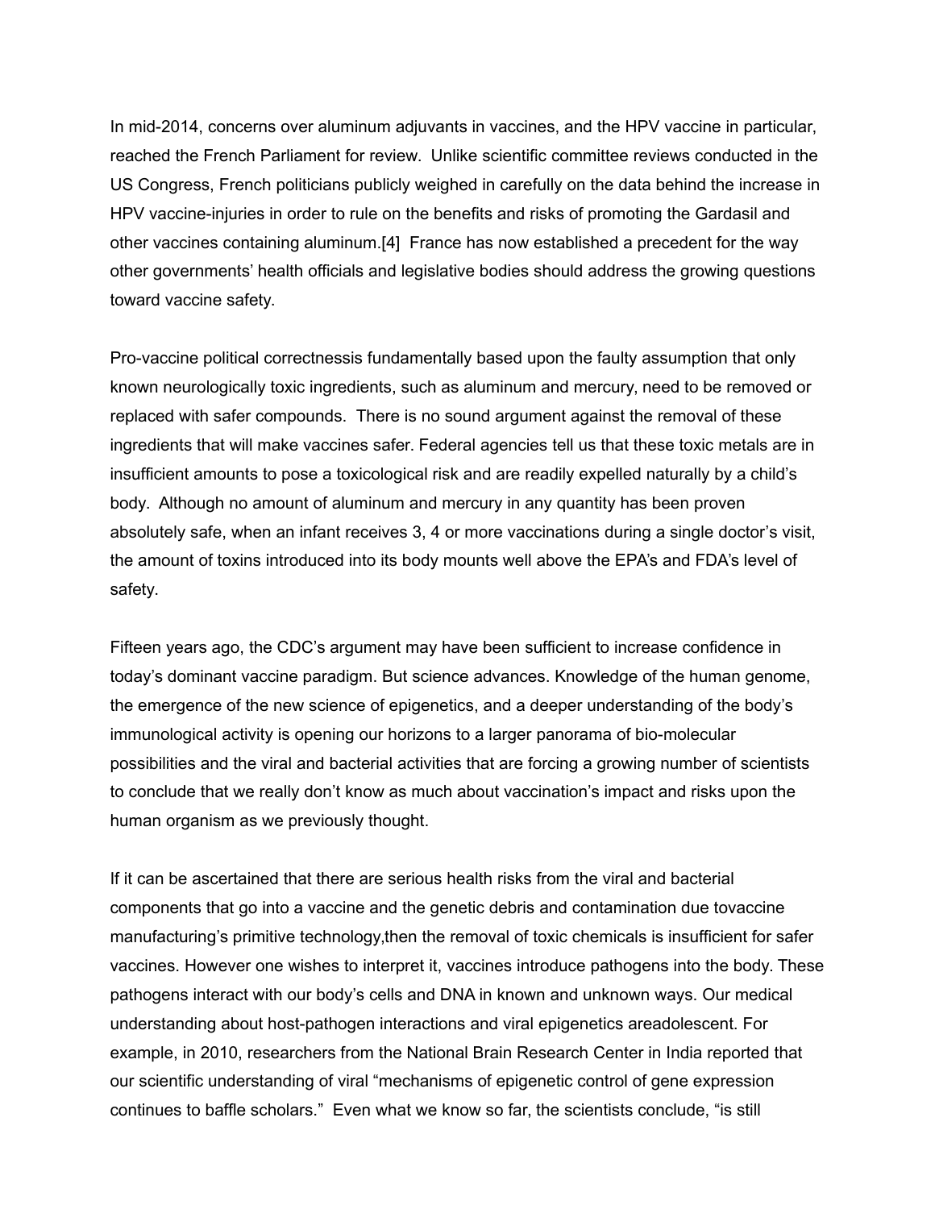In mid-2014, concerns over aluminum adjuvants in vaccines, and the HPV vaccine in particular, reached the French Parliament for review. Unlike scientific committee reviews conducted in the US Congress, French politicians publicly weighed in carefully on the data behind the increase in HPV vaccine-injuries in order to rule on the benefits and risks of promoting the Gardasil and other vaccines containing aluminum.[4] France has now established a precedent for the way other governments' health officials and legislative bodies should address the growing questions toward vaccine safety.

Pro-vaccine political correctnessis fundamentally based upon the faulty assumption that only known neurologically toxic ingredients, such as aluminum and mercury, need to be removed or replaced with safer compounds. There is no sound argument against the removal of these ingredients that will make vaccines safer. Federal agencies tell us that these toxic metals are in insufficient amounts to pose a toxicological risk and are readily expelled naturally by a child's body. Although no amount of aluminum and mercury in any quantity has been proven absolutely safe, when an infant receives 3, 4 or more vaccinations during a single doctor's visit, the amount of toxins introduced into its body mounts well above the EPA's and FDA's level of safety.

Fifteen years ago, the CDC's argument may have been sufficient to increase confidence in today's dominant vaccine paradigm. But science advances. Knowledge of the human genome, the emergence of the new science of epigenetics, and a deeper understanding of the body's immunological activity is opening our horizons to a larger panorama of bio-molecular possibilities and the viral and bacterial activities that are forcing a growing number of scientists to conclude that we really don't know as much about vaccination's impact and risks upon the human organism as we previously thought.

If it can be ascertained that there are serious health risks from the viral and bacterial components that go into a vaccine and the genetic debris and contamination due tovaccine manufacturing's primitive technology,then the removal of toxic chemicals is insufficient for safer vaccines. However one wishes to interpret it, vaccines introduce pathogens into the body. These pathogens interact with our body's cells and DNA in known and unknown ways. Our medical understanding about host-pathogen interactions and viral epigenetics areadolescent. For example, in 2010, researchers from the National Brain Research Center in India reported that our scientific understanding of viral "mechanisms of epigenetic control of gene expression continues to baffle scholars." Even what we know so far, the scientists conclude, "is still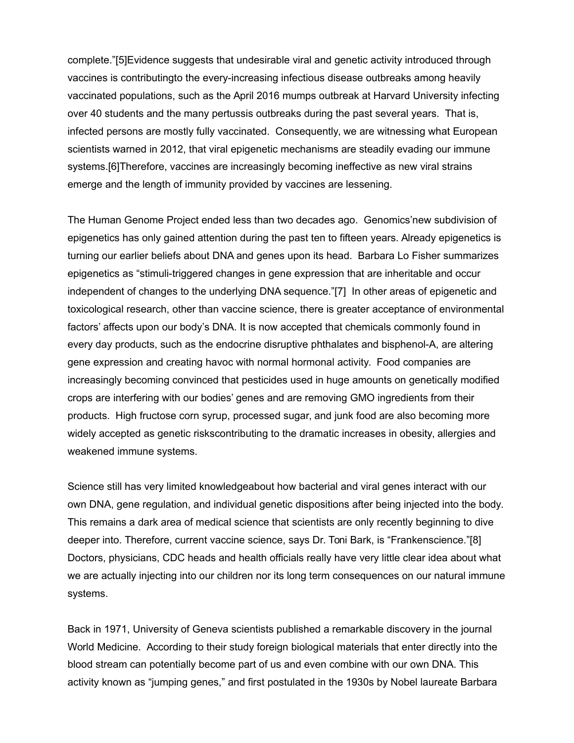complete."[5]Evidence suggests that undesirable viral and genetic activity introduced through vaccines is contributingto the every-increasing infectious disease outbreaks among heavily vaccinated populations, such as the April 2016 mumps outbreak at Harvard University infecting over 40 students and the many pertussis outbreaks during the past several years. That is, infected persons are mostly fully vaccinated. Consequently, we are witnessing what European scientists warned in 2012, that viral epigenetic mechanisms are steadily evading our immune systems.[6]Therefore, vaccines are increasingly becoming ineffective as new viral strains emerge and the length of immunity provided by vaccines are lessening.

The Human Genome Project ended less than two decades ago. Genomics'new subdivision of epigenetics has only gained attention during the past ten to fifteen years. Already epigenetics is turning our earlier beliefs about DNA and genes upon its head. Barbara Lo Fisher summarizes epigenetics as "stimuli-triggered changes in gene expression that are inheritable and occur independent of changes to the underlying DNA sequence."[7] In other areas of epigenetic and toxicological research, other than vaccine science, there is greater acceptance of environmental factors' affects upon our body's DNA. It is now accepted that chemicals commonly found in every day products, such as the endocrine disruptive phthalates and bisphenol-A, are altering gene expression and creating havoc with normal hormonal activity. Food companies are increasingly becoming convinced that pesticides used in huge amounts on genetically modified crops are interfering with our bodies' genes and are removing GMO ingredients from their products. High fructose corn syrup, processed sugar, and junk food are also becoming more widely accepted as genetic riskscontributing to the dramatic increases in obesity, allergies and weakened immune systems.

Science still has very limited knowledgeabout how bacterial and viral genes interact with our own DNA, gene regulation, and individual genetic dispositions after being injected into the body. This remains a dark area of medical science that scientists are only recently beginning to dive deeper into. Therefore, current vaccine science, says Dr. Toni Bark, is "Frankenscience."[8] Doctors, physicians, CDC heads and health officials really have very little clear idea about what we are actually injecting into our children nor its long term consequences on our natural immune systems.

Back in 1971, University of Geneva scientists published a remarkable discovery in the journal World Medicine. According to their study foreign biological materials that enter directly into the blood stream can potentially become part of us and even combine with our own DNA. This activity known as "jumping genes," and first postulated in the 1930s by Nobel laureate Barbara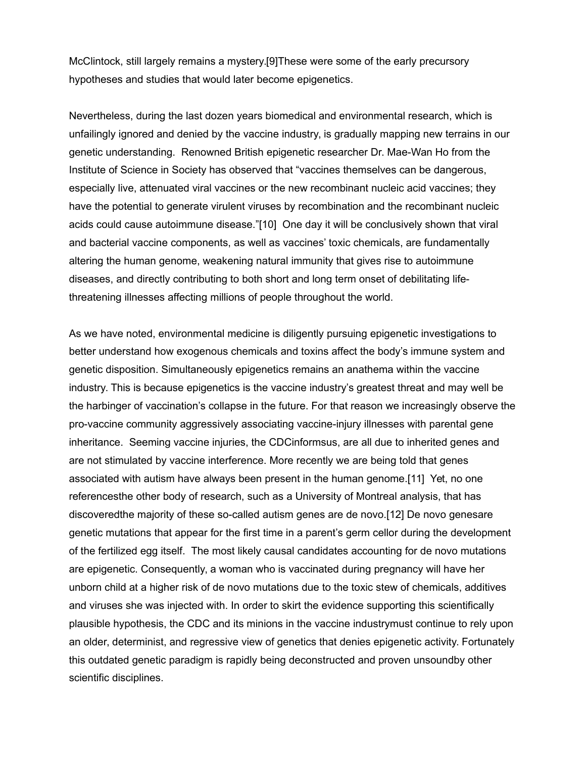McClintock, still largely remains a mystery.[9]These were some of the early precursory hypotheses and studies that would later become epigenetics.

Nevertheless, during the last dozen years biomedical and environmental research, which is unfailingly ignored and denied by the vaccine industry, is gradually mapping new terrains in our genetic understanding. Renowned British epigenetic researcher Dr. Mae-Wan Ho from the Institute of Science in Society has observed that “vaccines themselves can be dangerous, especially live, attenuated viral vaccines or the new recombinant nucleic acid vaccines; they have the potential to generate virulent viruses by recombination and the recombinant nucleic acids could cause autoimmune disease.”[10] One day it will be conclusively shown that viral and bacterial vaccine components, as well as vaccines’ toxic chemicals, are fundamentally altering the human genome, weakening natural immunity that gives rise to autoimmune diseases, and directly contributing to both short and long term onset of debilitating life-threatening illnesses affecting millions of people throughout the world.

As we have noted, environmental medicine is diligently pursuing epigenetic investigations to better understand how exogenous chemicals and toxins affect the body’s immune system and genetic disposition. Simultaneously epigenetics remains an anathema within the vaccine industry. This is because epigenetics is the vaccine industry’s greatest threat and may well be the harbinger of vaccination’s collapse in the future. For that reason we increasingly observe the pro-vaccine community aggressively associating vaccine-injury illnesses with parental gene inheritance. Seeming vaccine injuries, the CDCinformsus, are all due to inherited genes and are not stimulated by vaccine interference. More recently we are being told that genes associated with autism have always been present in the human genome.[11] Yet, no one referencesthe other body of research, such as a University of Montreal analysis, that has discoveredthe majority of these so-called autism genes are de novo.[12] De novo genesare genetic mutations that appear for the first time in a parent’s germ cellor during the development of the fertilized egg itself. The most likely causal candidates accounting for de novo mutations are epigenetic. Consequently, a woman who is vaccinated during pregnancy will have her unborn child at a higher risk of de novo mutations due to the toxic stew of chemicals, additives and viruses she was injected with. In order to skirt the evidence supporting this scientifically plausible hypothesis, the CDC and its minions in the vaccine industrymust continue to rely upon an older, determinist, and regressive view of genetics that denies epigenetic activity. Fortunately this outdated genetic paradigm is rapidly being deconstructed and proven unsoundby other scientific disciplines.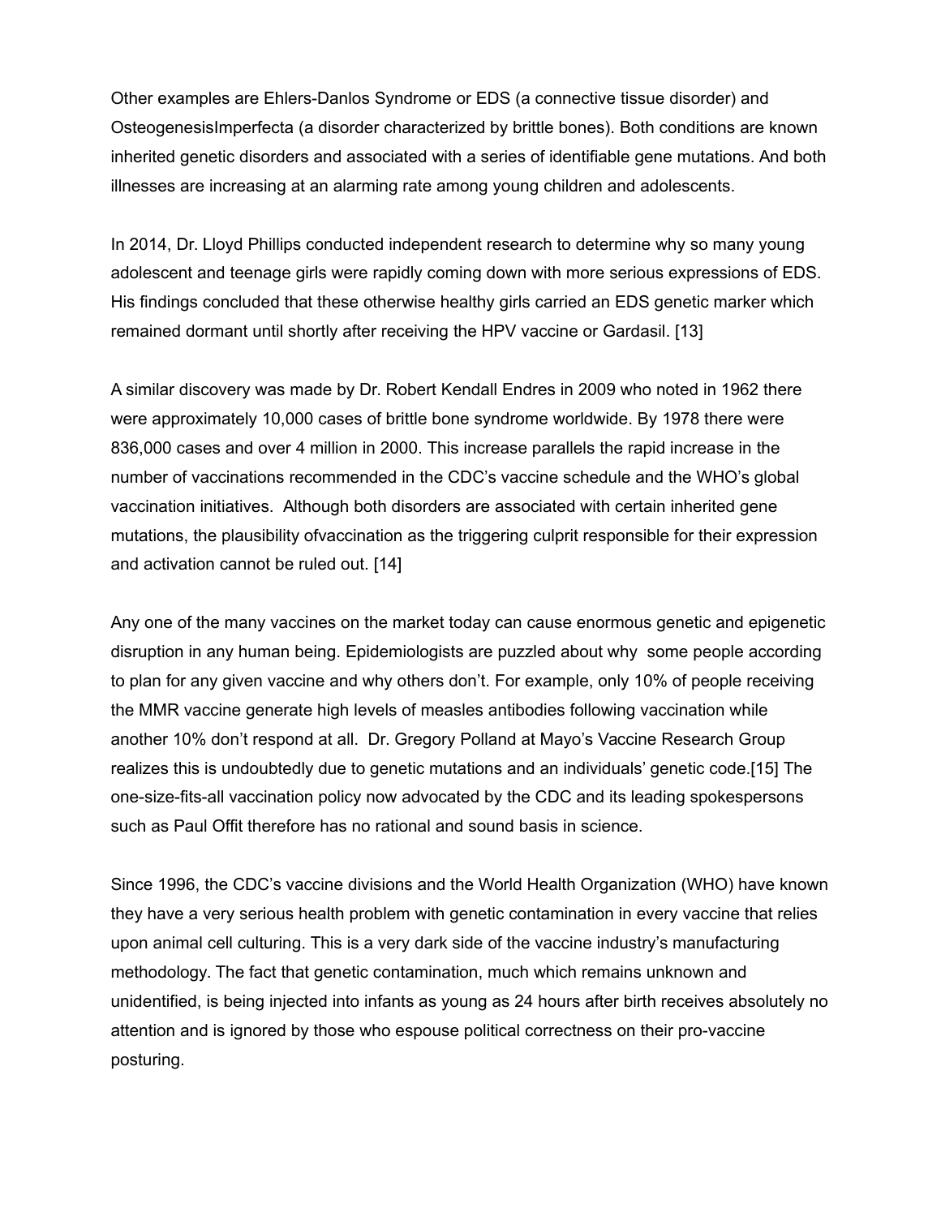Other examples are Ehlers-Danlos Syndrome or EDS (a connective tissue disorder) and OsteogenesisImperfecta (a disorder characterized by brittle bones). Both conditions are known inherited genetic disorders and associated with a series of identifiable gene mutations. And both illnesses are increasing at an alarming rate among young children and adolescents.

In 2014, Dr. Lloyd Phillips conducted independent research to determine why so many young adolescent and teenage girls were rapidly coming down with more serious expressions of EDS. His findings concluded that these otherwise healthy girls carried an EDS genetic marker which remained dormant until shortly after receiving the HPV vaccine or Gardasil. [13]

A similar discovery was made by Dr. Robert Kendall Endres in 2009 who noted in 1962 there were approximately 10,000 cases of brittle bone syndrome worldwide. By 1978 there were 836,000 cases and over 4 million in 2000. This increase parallels the rapid increase in the number of vaccinations recommended in the CDC's vaccine schedule and the WHO's global vaccination initiatives. Although both disorders are associated with certain inherited gene mutations, the plausibility ofvaccination as the triggering culprit responsible for their expression and activation cannot be ruled out. [14]

Any one of the many vaccines on the market today can cause enormous genetic and epigenetic disruption in any human being. Epidemiologists are puzzled about why some people according to plan for any given vaccine and why others don't. For example, only 10% of people receiving the MMR vaccine generate high levels of measles antibodies following vaccination while another 10% don't respond at all. Dr. Gregory Polland at Mayo's Vaccine Research Group realizes this is undoubtedly due to genetic mutations and an individuals' genetic code.[15] The one-size-fits-all vaccination policy now advocated by the CDC and its leading spokespersons such as Paul Offit therefore has no rational and sound basis in science.

Since 1996, the CDC's vaccine divisions and the World Health Organization (WHO) have known they have a very serious health problem with genetic contamination in every vaccine that relies upon animal cell culturing. This is a very dark side of the vaccine industry's manufacturing methodology. The fact that genetic contamination, much which remains unknown and unidentified, is being injected into infants as young as 24 hours after birth receives absolutely no attention and is ignored by those who espouse political correctness on their pro-vaccine posturing.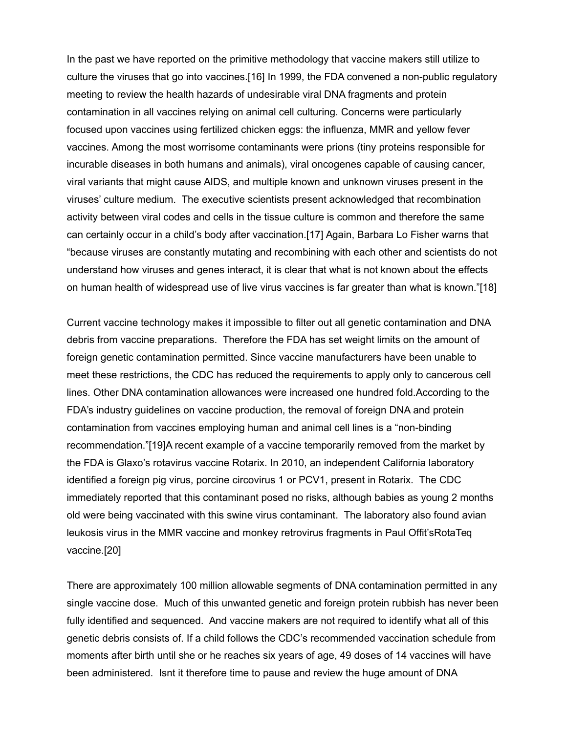In the past we have reported on the primitive methodology that vaccine makers still utilize to culture the viruses that go into vaccines.[16] In 1999, the FDA convened a non-public regulatory meeting to review the health hazards of undesirable viral DNA fragments and protein contamination in all vaccines relying on animal cell culturing. Concerns were particularly focused upon vaccines using fertilized chicken eggs: the influenza, MMR and yellow fever vaccines. Among the most worrisome contaminants were prions (tiny proteins responsible for incurable diseases in both humans and animals), viral oncogenes capable of causing cancer, viral variants that might cause AIDS, and multiple known and unknown viruses present in the viruses' culture medium. The executive scientists present acknowledged that recombination activity between viral codes and cells in the tissue culture is common and therefore the same can certainly occur in a child's body after vaccination.[17] Again, Barbara Lo Fisher warns that "because viruses are constantly mutating and recombining with each other and scientists do not understand how viruses and genes interact, it is clear that what is not known about the effects on human health of widespread use of live virus vaccines is far greater than what is known."[18]

Current vaccine technology makes it impossible to filter out all genetic contamination and DNA debris from vaccine preparations. Therefore the FDA has set weight limits on the amount of foreign genetic contamination permitted. Since vaccine manufacturers have been unable to meet these restrictions, the CDC has reduced the requirements to apply only to cancerous cell lines. Other DNA contamination allowances were increased one hundred fold.According to the FDA's industry guidelines on vaccine production, the removal of foreign DNA and protein contamination from vaccines employing human and animal cell lines is a "non-binding recommendation."[19]A recent example of a vaccine temporarily removed from the market by the FDA is Glaxo's rotavirus vaccine Rotarix. In 2010, an independent California laboratory identified a foreign pig virus, porcine circovirus 1 or PCV1, present in Rotarix. The CDC immediately reported that this contaminant posed no risks, although babies as young 2 months old were being vaccinated with this swine virus contaminant. The laboratory also found avian leukosis virus in the MMR vaccine and monkey retrovirus fragments in Paul Offit'sRotaTeq vaccine.[20]

There are approximately 100 million allowable segments of DNA contamination permitted in any single vaccine dose. Much of this unwanted genetic and foreign protein rubbish has never been fully identified and sequenced. And vaccine makers are not required to identify what all of this genetic debris consists of. If a child follows the CDC's recommended vaccination schedule from moments after birth until she or he reaches six years of age, 49 doses of 14 vaccines will have been administered. Isnt it therefore time to pause and review the huge amount of DNA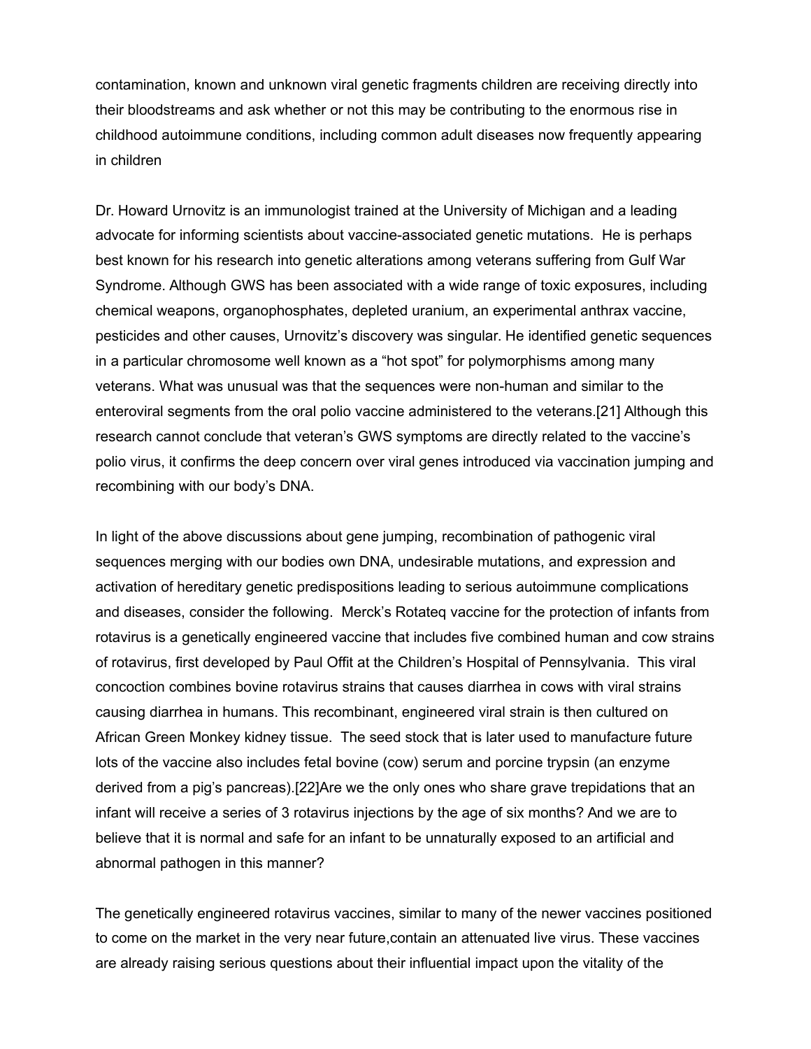contamination, known and unknown viral genetic fragments children are receiving directly into their bloodstreams and ask whether or not this may be contributing to the enormous rise in childhood autoimmune conditions, including common adult diseases now frequently appearing in children

Dr. Howard Urnovitz is an immunologist trained at the University of Michigan and a leading advocate for informing scientists about vaccine-associated genetic mutations. He is perhaps best known for his research into genetic alterations among veterans suffering from Gulf War Syndrome. Although GWS has been associated with a wide range of toxic exposures, including chemical weapons, organophosphates, depleted uranium, an experimental anthrax vaccine, pesticides and other causes, Urnovitz's discovery was singular. He identified genetic sequences in a particular chromosome well known as a "hot spot" for polymorphisms among many veterans. What was unusual was that the sequences were non-human and similar to the enteroviral segments from the oral polio vaccine administered to the veterans.[21] Although this research cannot conclude that veteran's GWS symptoms are directly related to the vaccine's polio virus, it confirms the deep concern over viral genes introduced via vaccination jumping and recombining with our body's DNA.

In light of the above discussions about gene jumping, recombination of pathogenic viral sequences merging with our bodies own DNA, undesirable mutations, and expression and activation of hereditary genetic predispositions leading to serious autoimmune complications and diseases, consider the following. Merck's Rotateq vaccine for the protection of infants from rotavirus is a genetically engineered vaccine that includes five combined human and cow strains of rotavirus, first developed by Paul Offit at the Children's Hospital of Pennsylvania. This viral concoction combines bovine rotavirus strains that causes diarrhea in cows with viral strains causing diarrhea in humans. This recombinant, engineered viral strain is then cultured on African Green Monkey kidney tissue. The seed stock that is later used to manufacture future lots of the vaccine also includes fetal bovine (cow) serum and porcine trypsin (an enzyme derived from a pig's pancreas).[22]Are we the only ones who share grave trepidations that an infant will receive a series of 3 rotavirus injections by the age of six months? And we are to believe that it is normal and safe for an infant to be unnaturally exposed to an artificial and abnormal pathogen in this manner?

The genetically engineered rotavirus vaccines, similar to many of the newer vaccines positioned to come on the market in the very near future,contain an attenuated live virus. These vaccines are already raising serious questions about their influential impact upon the vitality of the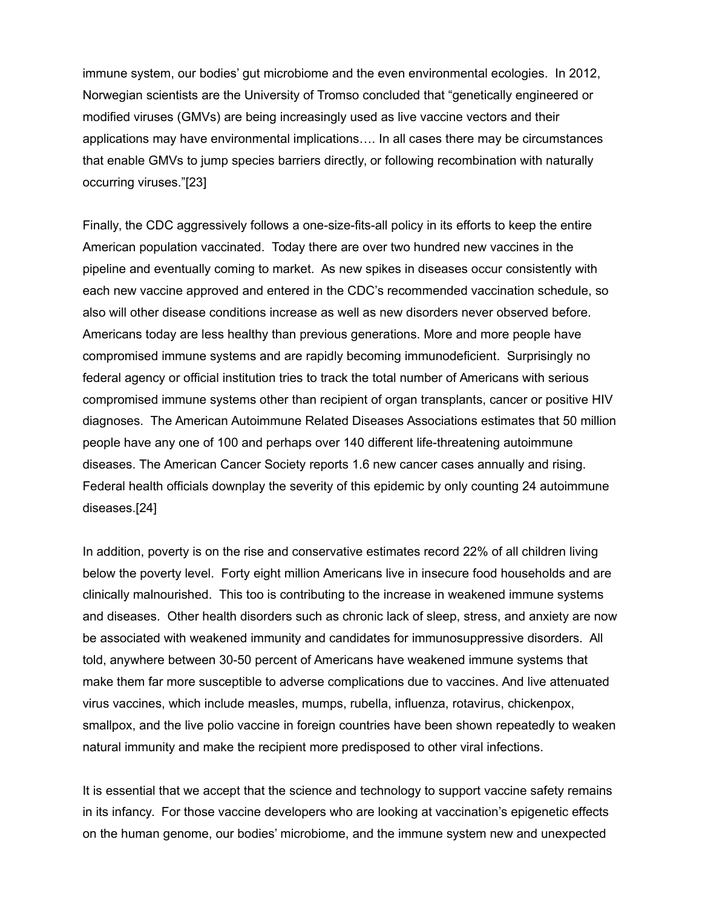immune system, our bodies' gut microbiome and the even environmental ecologies. In 2012, Norwegian scientists are the University of Tromso concluded that "genetically engineered or modified viruses (GMVs) are being increasingly used as live vaccine vectors and their applications may have environmental implications…. In all cases there may be circumstances that enable GMVs to jump species barriers directly, or following recombination with naturally occurring viruses."[23]

Finally, the CDC aggressively follows a one-size-fits-all policy in its efforts to keep the entire American population vaccinated. Today there are over two hundred new vaccines in the pipeline and eventually coming to market. As new spikes in diseases occur consistently with each new vaccine approved and entered in the CDC's recommended vaccination schedule, so also will other disease conditions increase as well as new disorders never observed before. Americans today are less healthy than previous generations. More and more people have compromised immune systems and are rapidly becoming immunodeficient. Surprisingly no federal agency or official institution tries to track the total number of Americans with serious compromised immune systems other than recipient of organ transplants, cancer or positive HIV diagnoses. The American Autoimmune Related Diseases Associations estimates that 50 million people have any one of 100 and perhaps over 140 different life-threatening autoimmune diseases. The American Cancer Society reports 1.6 new cancer cases annually and rising. Federal health officials downplay the severity of this epidemic by only counting 24 autoimmune diseases.[24]

In addition, poverty is on the rise and conservative estimates record 22% of all children living below the poverty level. Forty eight million Americans live in insecure food households and are clinically malnourished. This too is contributing to the increase in weakened immune systems and diseases. Other health disorders such as chronic lack of sleep, stress, and anxiety are now be associated with weakened immunity and candidates for immunosuppressive disorders. All told, anywhere between 30-50 percent of Americans have weakened immune systems that make them far more susceptible to adverse complications due to vaccines. And live attenuated virus vaccines, which include measles, mumps, rubella, influenza, rotavirus, chickenpox, smallpox, and the live polio vaccine in foreign countries have been shown repeatedly to weaken natural immunity and make the recipient more predisposed to other viral infections.

It is essential that we accept that the science and technology to support vaccine safety remains in its infancy. For those vaccine developers who are looking at vaccination's epigenetic effects on the human genome, our bodies' microbiome, and the immune system new and unexpected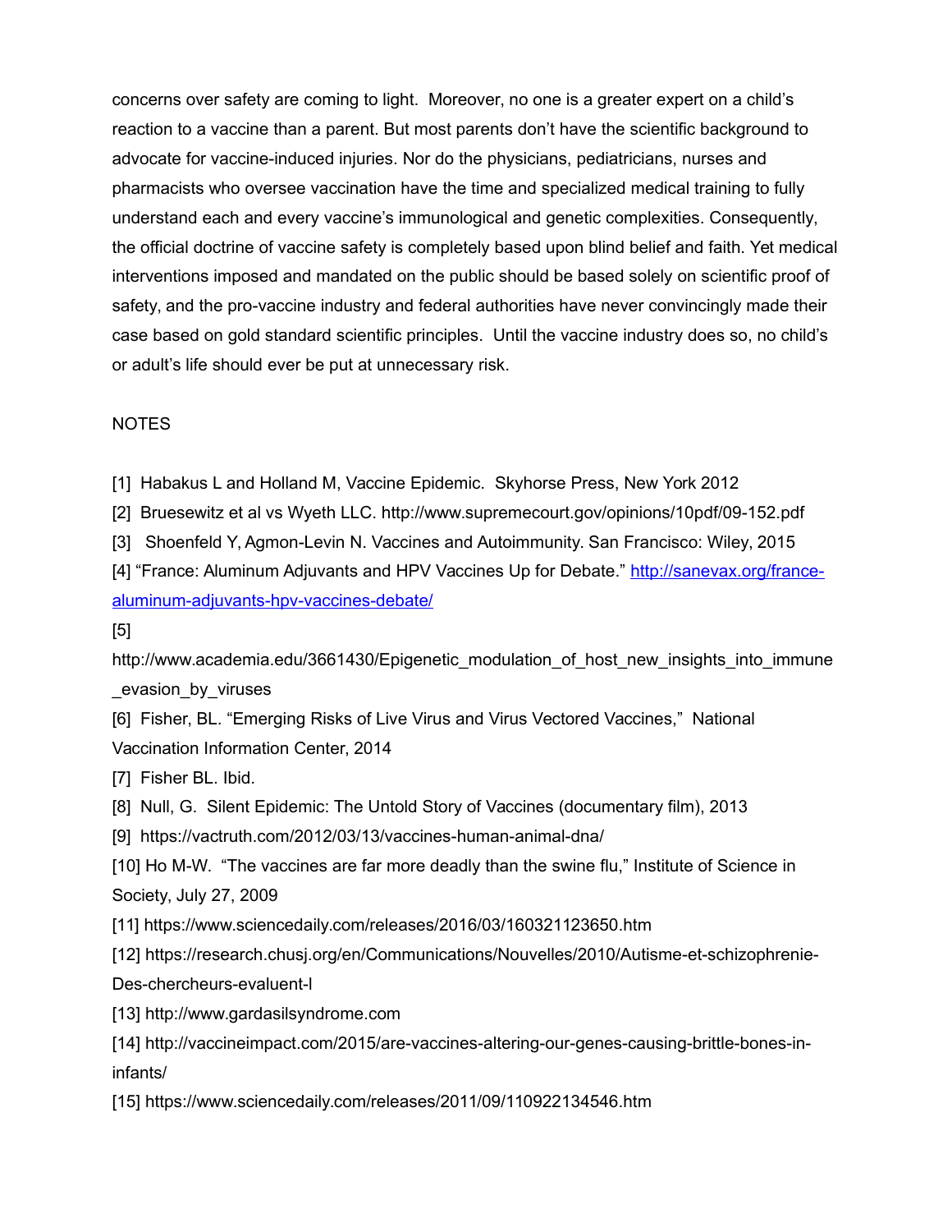concerns over safety are coming to light. Moreover, no one is a greater expert on a child's reaction to a vaccine than a parent. But most parents don't have the scientific background to advocate for vaccine-induced injuries. Nor do the physicians, pediatricians, nurses and pharmacists who oversee vaccination have the time and specialized medical training to fully understand each and every vaccine's immunological and genetic complexities. Consequently, the official doctrine of vaccine safety is completely based upon blind belief and faith. Yet medical interventions imposed and mandated on the public should be based solely on scientific proof of safety, and the pro-vaccine industry and federal authorities have never convincingly made their case based on gold standard scientific principles. Until the vaccine industry does so, no child's or adult's life should ever be put at unnecessary risk.

NOTES

[1] Habakus L and Holland M, Vaccine Epidemic. Skyhorse Press, New York 2012

[2] Bruesewitz et al vs Wyeth LLC. http://www.supremecourt.gov/opinions/10pdf/09-152.pdf

[3] Shoenfeld Y, Agmon-Levin N. Vaccines and Autoimmunity. San Francisco: Wiley, 2015

[4] "France: Aluminum Adjuvants and HPV Vaccines Up for Debate." http://sanevax.org/france-aluminum-adjuvants-hpv-vaccines-debate/

[5] http://www.academia.edu/3661430/Epigenetic_modulation_of_host_new_insights_into_immune_evasion_by_viruses

[6] Fisher, BL. "Emerging Risks of Live Virus and Virus Vectored Vaccines," National Vaccination Information Center, 2014

[7] Fisher BL. Ibid.

[8] Null, G. Silent Epidemic: The Untold Story of Vaccines (documentary film), 2013

[9] https://vactruth.com/2012/03/13/vaccines-human-animal-dna/

[10] Ho M-W. "The vaccines are far more deadly than the swine flu," Institute of Science in Society, July 27, 2009

[11] https://www.sciencedaily.com/releases/2016/03/160321123650.htm

[12] https://research.chusj.org/en/Communications/Nouvelles/2010/Autisme-et-schizophrenie-Des-chercheurs-evaluent-l

[13] http://www.gardasilsyndrome.com

[14] http://vaccineimpact.com/2015/are-vaccines-altering-our-genes-causing-brittle-bones-in-infants/

[15] https://www.sciencedaily.com/releases/2011/09/110922134546.htm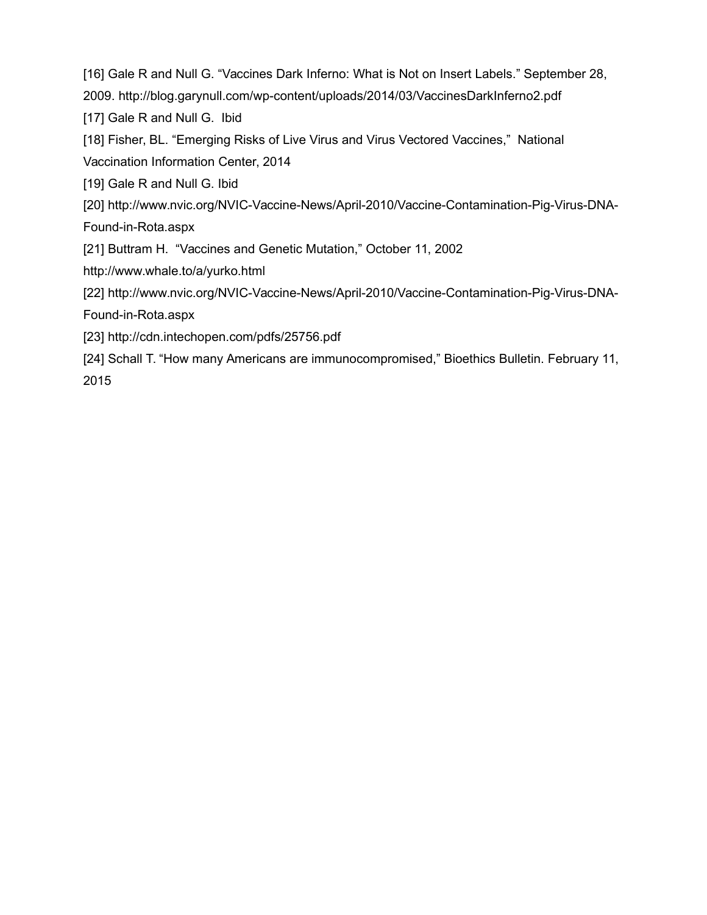[16] Gale R and Null G. “Vaccines Dark Inferno: What is Not on Insert Labels.” September 28, 2009. http://blog.garynull.com/wp-content/uploads/2014/03/VaccinesDarkInferno2.pdf

[17] Gale R and Null G. Ibid

[18] Fisher, BL. “Emerging Risks of Live Virus and Virus Vectored Vaccines,” National Vaccination Information Center, 2014

[19] Gale R and Null G. Ibid

[20] http://www.nvic.org/NVIC-Vaccine-News/April-2010/Vaccine-Contamination-Pig-Virus-DNA-Found-in-Rota.aspx

[21] Buttram H. “Vaccines and Genetic Mutation,” October 11, 2002 http://www.whale.to/a/yurko.html

[22] http://www.nvic.org/NVIC-Vaccine-News/April-2010/Vaccine-Contamination-Pig-Virus-DNA-Found-in-Rota.aspx

[23] http://cdn.intechopen.com/pdfs/25756.pdf

[24] Schall T. “How many Americans are immunocompromised,” Bioethics Bulletin. February 11, 2015